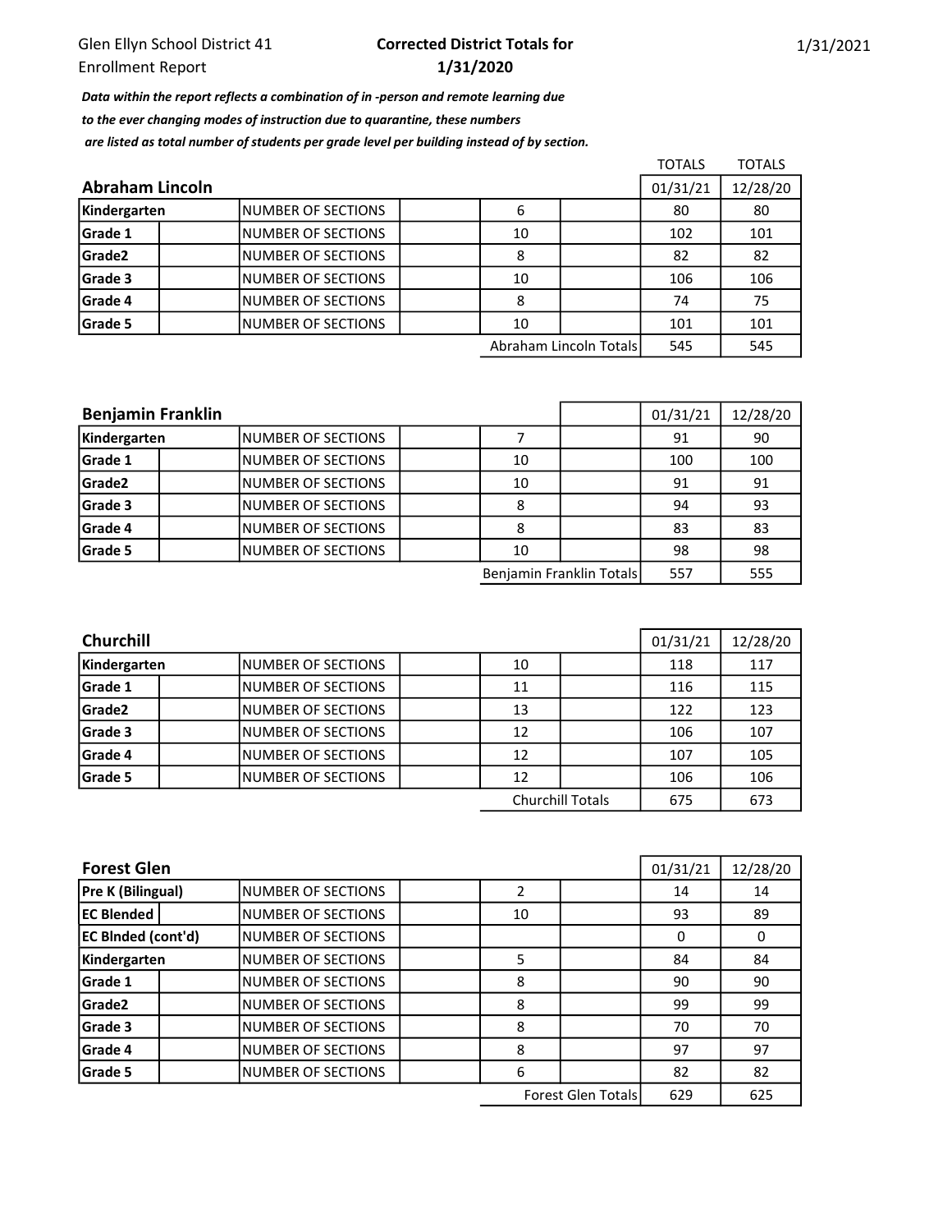Glen Ellyn School District 41
Enrollment Report

**Corrected District Totals for 1/31/2020**

1/31/2021

***Data within the report reflects a combination of in -person and remote learning due to the ever changing modes of instruction due to quarantine, these numbers are listed as total number of students per grade level per building instead of by section.***

## Abraham Lincoln

| | | | | | TOTALS 01/31/21 | TOTALS 12/28/20 |
|---|---|---|---|---|---|---|
| **Kindergarten** | | NUMBER OF SECTIONS | | 6 | 80 | 80 |
| **Grade 1** | | NUMBER OF SECTIONS | | 10 | 102 | 101 |
| **Grade2** | | NUMBER OF SECTIONS | | 8 | 82 | 82 |
| **Grade 3** | | NUMBER OF SECTIONS | | 10 | 106 | 106 |
| **Grade 4** | | NUMBER OF SECTIONS | | 8 | 74 | 75 |
| **Grade 5** | | NUMBER OF SECTIONS | | 10 | 101 | 101 |
| | | | | Abraham Lincoln Totals | 545 | 545 |

## Benjamin Franklin

| | | | | | 01/31/21 | 12/28/20 |
|---|---|---|---|---|---|---|
| **Kindergarten** | | NUMBER OF SECTIONS | | 7 | 91 | 90 |
| **Grade 1** | | NUMBER OF SECTIONS | | 10 | 100 | 100 |
| **Grade2** | | NUMBER OF SECTIONS | | 10 | 91 | 91 |
| **Grade 3** | | NUMBER OF SECTIONS | | 8 | 94 | 93 |
| **Grade 4** | | NUMBER OF SECTIONS | | 8 | 83 | 83 |
| **Grade 5** | | NUMBER OF SECTIONS | | 10 | 98 | 98 |
| | | | | Benjamin Franklin Totals | 557 | 555 |

## Churchill

| | | | | | 01/31/21 | 12/28/20 |
|---|---|---|---|---|---|---|
| **Kindergarten** | | NUMBER OF SECTIONS | | 10 | 118 | 117 |
| **Grade 1** | | NUMBER OF SECTIONS | | 11 | 116 | 115 |
| **Grade2** | | NUMBER OF SECTIONS | | 13 | 122 | 123 |
| **Grade 3** | | NUMBER OF SECTIONS | | 12 | 106 | 107 |
| **Grade 4** | | NUMBER OF SECTIONS | | 12 | 107 | 105 |
| **Grade 5** | | NUMBER OF SECTIONS | | 12 | 106 | 106 |
| | | | | Churchill Totals | 675 | 673 |

## Forest Glen

| | | | | | 01/31/21 | 12/28/20 |
|---|---|---|---|---|---|---|
| **Pre K (Bilingual)** | | NUMBER OF SECTIONS | | 2 | 14 | 14 |
| **EC Blended** | | NUMBER OF SECTIONS | | 10 | 93 | 89 |
| **EC Blnded (cont'd)** | | NUMBER OF SECTIONS | | | 0 | 0 |
| **Kindergarten** | | NUMBER OF SECTIONS | | 5 | 84 | 84 |
| **Grade 1** | | NUMBER OF SECTIONS | | 8 | 90 | 90 |
| **Grade2** | | NUMBER OF SECTIONS | | 8 | 99 | 99 |
| **Grade 3** | | NUMBER OF SECTIONS | | 8 | 70 | 70 |
| **Grade 4** | | NUMBER OF SECTIONS | | 8 | 97 | 97 |
| **Grade 5** | | NUMBER OF SECTIONS | | 6 | 82 | 82 |
| | | | | Forest Glen Totals | 629 | 625 |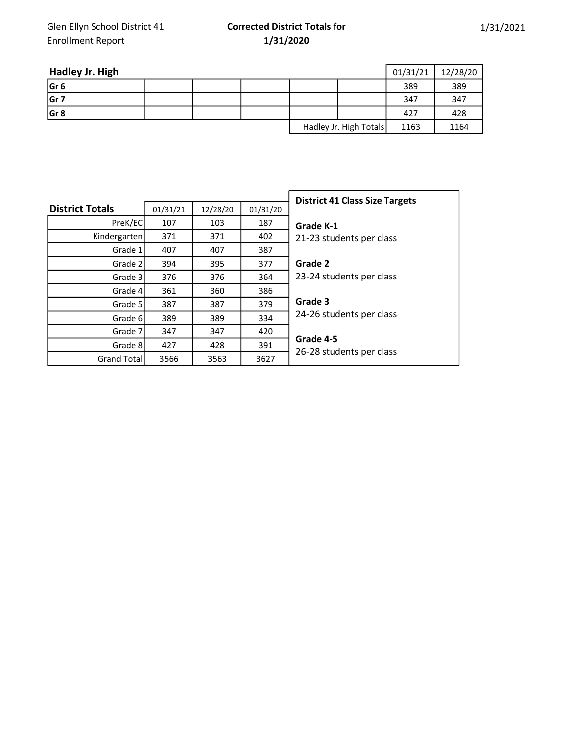Glen Ellyn School District 41
Enrollment Report

**Corrected District Totals for 1/31/2020**

1/31/2021

## Hadley Jr. High

| | | | | | | | 01/31/21 | 12/28/20 |
|---|---|---|---|---|---|---|---|---|
| **Gr 6** | | | | | | | 389 | 389 |
| **Gr 7** | | | | | | | 347 | 347 |
| **Gr 8** | | | | | | | 427 | 428 |
| | | | | | | Hadley Jr. High Totals | 1163 | 1164 |

## District Totals

| | 01/31/21 | 12/28/20 | 01/31/20 |
|---|---|---|---|
| PreK/EC | 107 | 103 | 187 |
| Kindergarten | 371 | 371 | 402 |
| Grade 1 | 407 | 407 | 387 |
| Grade 2 | 394 | 395 | 377 |
| Grade 3 | 376 | 376 | 364 |
| Grade 4 | 361 | 360 | 386 |
| Grade 5 | 387 | 387 | 379 |
| Grade 6 | 389 | 389 | 334 |
| Grade 7 | 347 | 347 | 420 |
| Grade 8 | 427 | 428 | 391 |
| Grand Total | 3566 | 3563 | 3627 |

**District 41 Class Size Targets**

**Grade K-1**
21-23 students per class

**Grade 2**
23-24 students per class

**Grade 3**
24-26 students per class

**Grade 4-5**
26-28 students per class